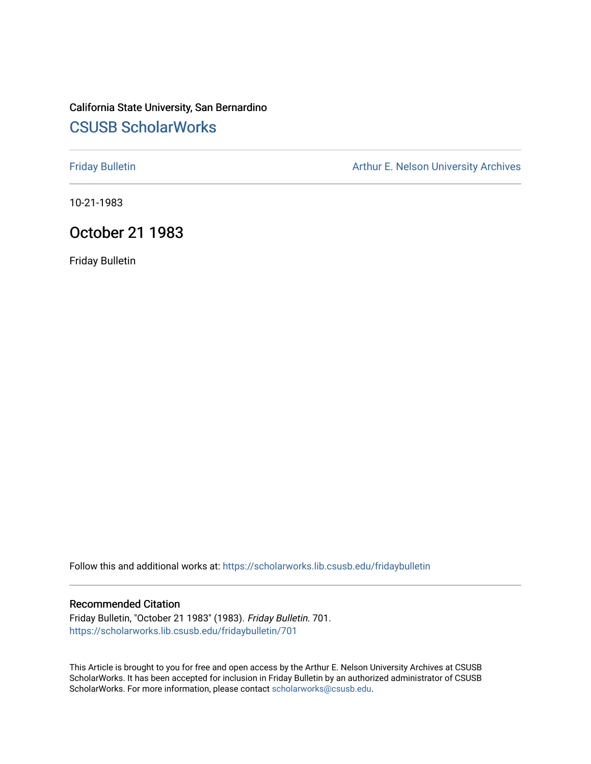California State University, San Bernardino

# CSUSB ScholarWorks

Friday Bulletin

Arthur E. Nelson University Archives

10-21-1983

## October 21 1983

Friday Bulletin

Follow this and additional works at: https://scholarworks.lib.csusb.edu/fridaybulletin

### Recommended Citation

Friday Bulletin, "October 21 1983" (1983). *Friday Bulletin*. 701.
https://scholarworks.lib.csusb.edu/fridaybulletin/701

This Article is brought to you for free and open access by the Arthur E. Nelson University Archives at CSUSB ScholarWorks. It has been accepted for inclusion in Friday Bulletin by an authorized administrator of CSUSB ScholarWorks. For more information, please contact scholarworks@csusb.edu.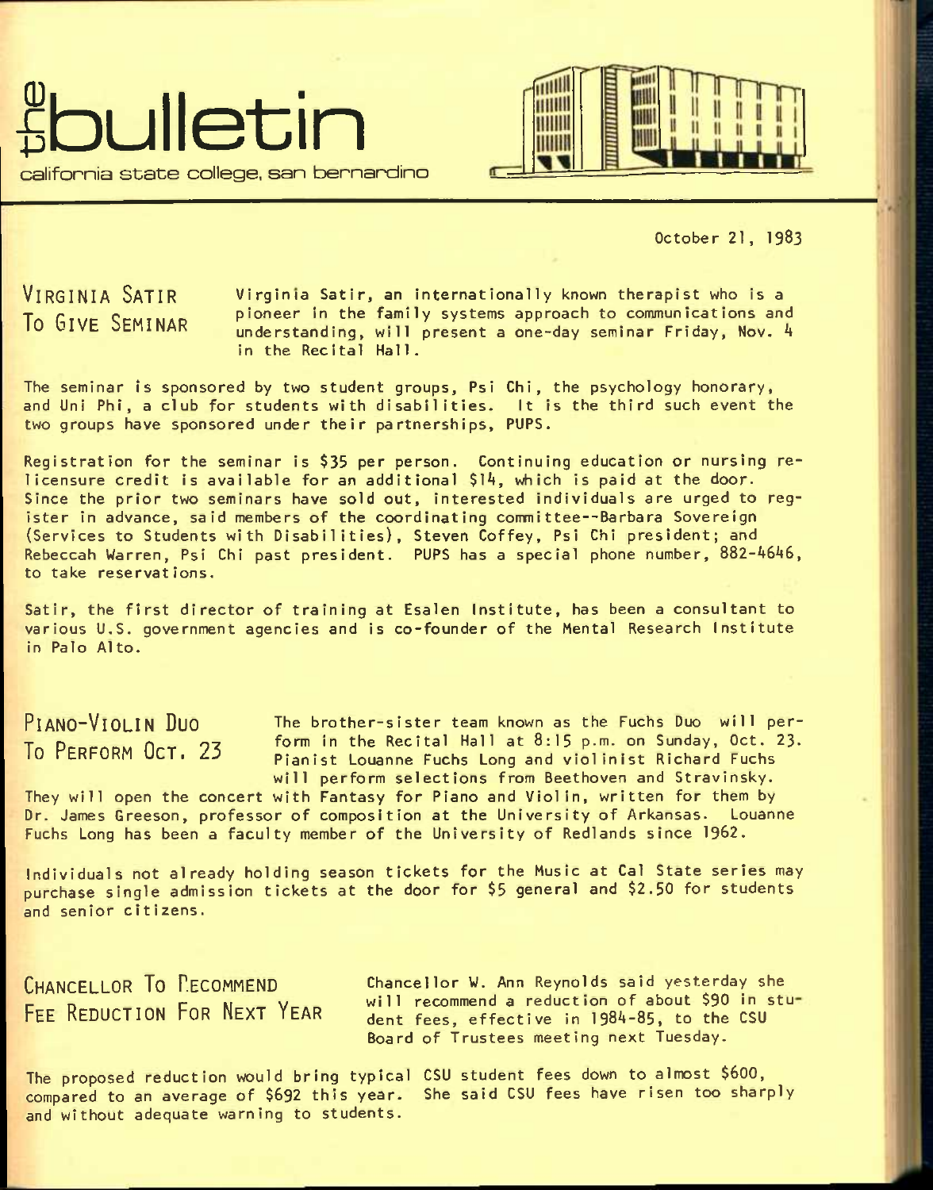# the bulletin

california state college, san bernardino

October 21, 1983

## VIRGINIA SATIR TO GIVE SEMINAR

Virginia Satir, an internationally known therapist who is a pioneer in the family systems approach to communications and understanding, will present a one-day seminar Friday, Nov. 4 in the Recital Hall.

The seminar is sponsored by two student groups, Psi Chi, the psychology honorary, and Uni Phi, a club for students with disabilities. It is the third such event the two groups have sponsored under their partnerships, PUPS.

Registration for the seminar is $35 per person. Continuing education or nursing relicensure credit is available for an additional $14, which is paid at the door. Since the prior two seminars have sold out, interested individuals are urged to register in advance, said members of the coordinating committee--Barbara Sovereign (Services to Students with Disabilities), Steven Coffey, Psi Chi president; and Rebeccah Warren, Psi Chi past president. PUPS has a special phone number, 882-4646, to take reservations.

Satir, the first director of training at Esalen Institute, has been a consultant to various U.S. government agencies and is co-founder of the Mental Research Institute in Palo Alto.

## PIANO-VIOLIN DUO TO PERFORM OCT. 23

The brother-sister team known as the Fuchs Duo will perform in the Recital Hall at 8:15 p.m. on Sunday, Oct. 23. Pianist Louanne Fuchs Long and violinist Richard Fuchs will perform selections from Beethoven and Stravinsky. They will open the concert with Fantasy for Piano and Violin, written for them by Dr. James Greeson, professor of composition at the University of Arkansas. Louanne Fuchs Long has been a faculty member of the University of Redlands since 1962.

Individuals not already holding season tickets for the Music at Cal State series may purchase single admission tickets at the door for $5 general and $2.50 for students and senior citizens.

## CHANCELLOR TO RECOMMEND FEE REDUCTION FOR NEXT YEAR

Chancellor W. Ann Reynolds said yesterday she will recommend a reduction of about $90 in student fees, effective in 1984-85, to the CSU Board of Trustees meeting next Tuesday.

The proposed reduction would bring typical CSU student fees down to almost $600, compared to an average of $692 this year. She said CSU fees have risen too sharply and without adequate warning to students.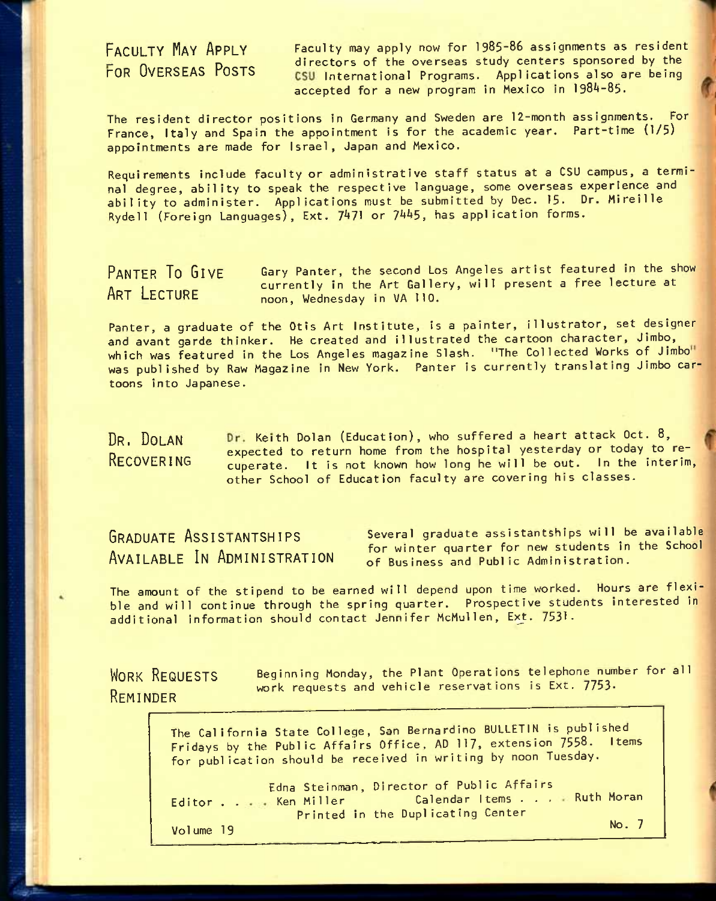## Faculty May Apply For Overseas Posts

Faculty may apply now for 1985-86 assignments as resident directors of the overseas study centers sponsored by the CSU International Programs. Applications also are being accepted for a new program in Mexico in 1984-85.

The resident director positions in Germany and Sweden are 12-month assignments. For France, Italy and Spain the appointment is for the academic year. Part-time (1/5) appointments are made for Israel, Japan and Mexico.

Requirements include faculty or administrative staff status at a CSU campus, a terminal degree, ability to speak the respective language, some overseas experience and ability to administer. Applications must be submitted by Dec. 15. Dr. Mireille Rydell (Foreign Languages), Ext. 7471 or 7445, has application forms.

## Panter To Give Art Lecture

Gary Panter, the second Los Angeles artist featured in the show currently in the Art Gallery, will present a free lecture at noon, Wednesday in VA 110.

Panter, a graduate of the Otis Art Institute, is a painter, illustrator, set designer and avant garde thinker. He created and illustrated the cartoon character, Jimbo, which was featured in the Los Angeles magazine Slash. "The Collected Works of Jimbo" was published by Raw Magazine in New York. Panter is currently translating Jimbo cartoons into Japanese.

## Dr. Dolan Recovering

Dr. Keith Dolan (Education), who suffered a heart attack Oct. 8, expected to return home from the hospital yesterday or today to recuperate. It is not known how long he will be out. In the interim, other School of Education faculty are covering his classes.

## Graduate Assistantships Available In Administration

Several graduate assistantships will be available for winter quarter for new students in the School of Business and Public Administration.

The amount of the stipend to be earned will depend upon time worked. Hours are flexible and will continue through the spring quarter. Prospective students interested in additional information should contact Jennifer McMullen, Ext. 7531.

## Work Requests Reminder

Beginning Monday, the Plant Operations telephone number for all work requests and vehicle reservations is Ext. 7753.

---

The California State College, San Bernardino BULLETIN is published Fridays by the Public Affairs Office, AD 117, extension 7558. Items for publication should be received in writing by noon Tuesday.

Edna Steinman, Director of Public Affairs
Editor . . . . Ken Miller    Calendar Items . . . . Ruth Moran
Printed in the Duplicating Center

Volume 19    No. 7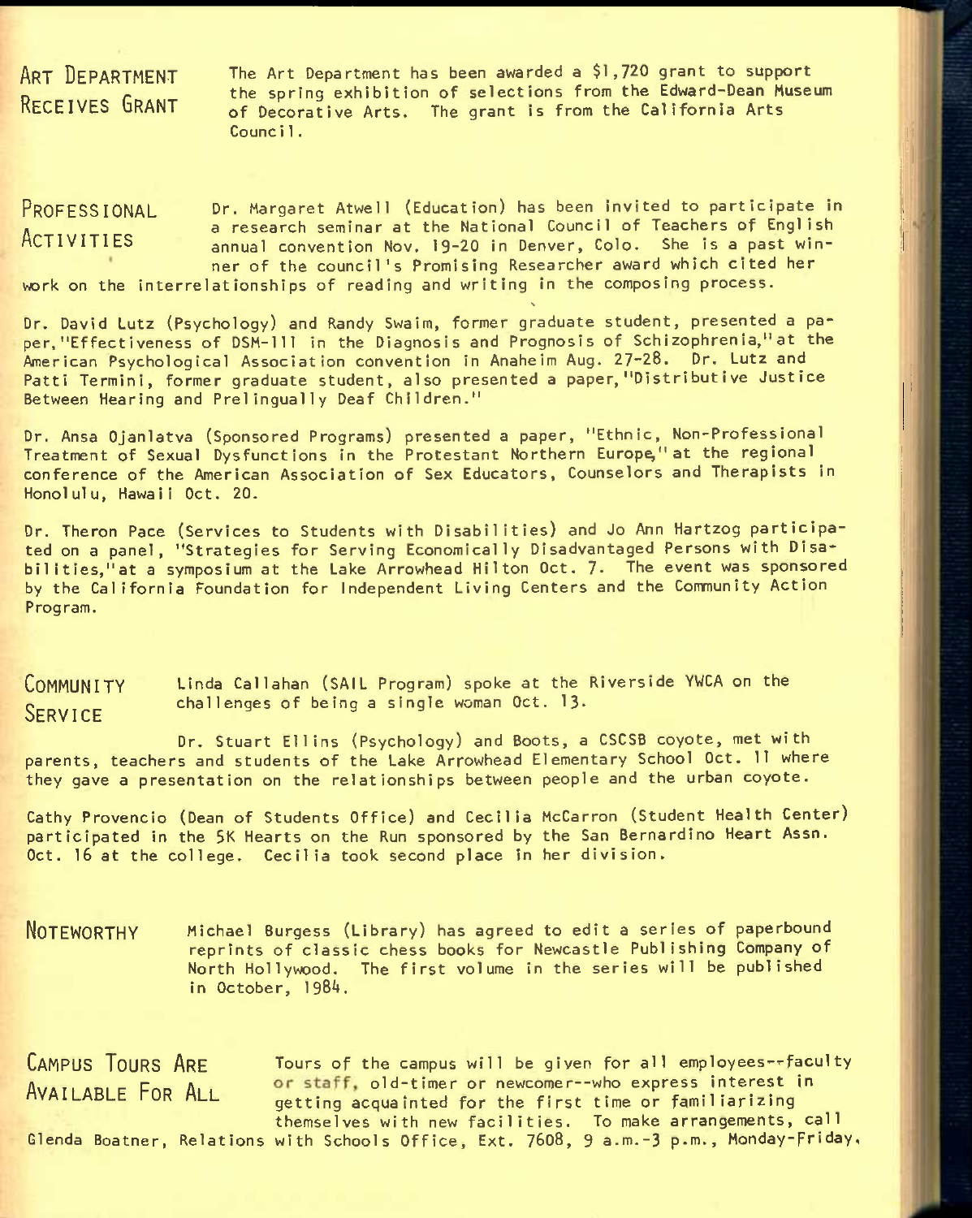## Art Department Receives Grant

The Art Department has been awarded a $1,720 grant to support the spring exhibition of selections from the Edward-Dean Museum of Decorative Arts. The grant is from the California Arts Council.

## Professional Activities

Dr. Margaret Atwell (Education) has been invited to participate in a research seminar at the National Council of Teachers of English annual convention Nov. 19-20 in Denver, Colo. She is a past winner of the council's Promising Researcher award which cited her work on the interrelationships of reading and writing in the composing process.

Dr. David Lutz (Psychology) and Randy Swaim, former graduate student, presented a paper, "Effectiveness of DSM-111 in the Diagnosis and Prognosis of Schizophrenia," at the American Psychological Association convention in Anaheim Aug. 27-28. Dr. Lutz and Patti Termini, former graduate student, also presented a paper, "Distributive Justice Between Hearing and Prelingually Deaf Children."

Dr. Ansa Ojanlatva (Sponsored Programs) presented a paper, "Ethnic, Non-Professional Treatment of Sexual Dysfunctions in the Protestant Northern Europe," at the regional conference of the American Association of Sex Educators, Counselors and Therapists in Honolulu, Hawaii Oct. 20.

Dr. Theron Pace (Services to Students with Disabilities) and Jo Ann Hartzog participated on a panel, "Strategies for Serving Economically Disadvantaged Persons with Disabilities," at a symposium at the Lake Arrowhead Hilton Oct. 7. The event was sponsored by the California Foundation for Independent Living Centers and the Community Action Program.

## Community Service

Linda Callahan (SAIL Program) spoke at the Riverside YWCA on the challenges of being a single woman Oct. 13.

Dr. Stuart Ellins (Psychology) and Boots, a CSCSB coyote, met with parents, teachers and students of the Lake Arrowhead Elementary School Oct. 11 where they gave a presentation on the relationships between people and the urban coyote.

Cathy Provencio (Dean of Students Office) and Cecilia McCarron (Student Health Center) participated in the 5K Hearts on the Run sponsored by the San Bernardino Heart Assn. Oct. 16 at the college. Cecilia took second place in her division.

## Noteworthy

Michael Burgess (Library) has agreed to edit a series of paperbound reprints of classic chess books for Newcastle Publishing Company of North Hollywood. The first volume in the series will be published in October, 1984.

## Campus Tours Are Available For All

Tours of the campus will be given for all employees--faculty or staff, old-timer or newcomer--who express interest in getting acquainted for the first time or familiarizing themselves with new facilities. To make arrangements, call Glenda Boatner, Relations with Schools Office, Ext. 7608, 9 a.m.-3 p.m., Monday-Friday.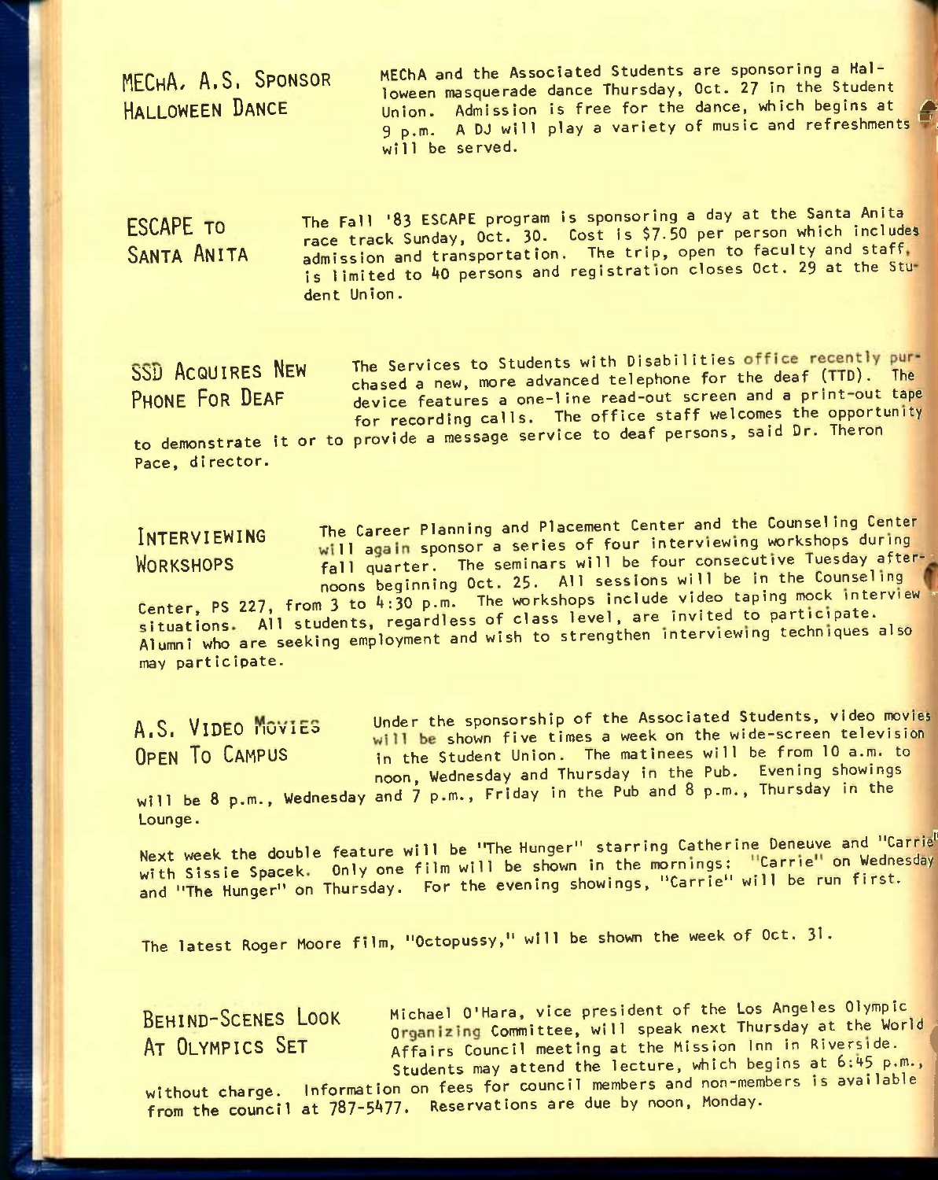## MEChA, A.S. Sponsor Halloween Dance

MEChA and the Associated Students are sponsoring a Halloween masquerade dance Thursday, Oct. 27 in the Student Union. Admission is free for the dance, which begins at 9 p.m. A DJ will play a variety of music and refreshments will be served.

## ESCAPE to Santa Anita

The Fall '83 ESCAPE program is sponsoring a day at the Santa Anita race track Sunday, Oct. 30. Cost is $7.50 per person which includes admission and transportation. The trip, open to faculty and staff, is limited to 40 persons and registration closes Oct. 29 at the Student Union.

## SSD Acquires New Phone For Deaf

The Services to Students with Disabilities office recently purchased a new, more advanced telephone for the deaf (TTD). The device features a one-line read-out screen and a print-out tape for recording calls. The office staff welcomes the opportunity to demonstrate it or to provide a message service to deaf persons, said Dr. Theron Pace, director.

## Interviewing Workshops

The Career Planning and Placement Center and the Counseling Center will again sponsor a series of four interviewing workshops during fall quarter. The seminars will be four consecutive Tuesday afternoons beginning Oct. 25. All sessions will be in the Counseling Center, PS 227, from 3 to 4:30 p.m. The workshops include video taping mock interview situations. All students, regardless of class level, are invited to participate. Alumni who are seeking employment and wish to strengthen interviewing techniques also may participate.

## A.S. Video Movies Open To Campus

Under the sponsorship of the Associated Students, video movies will be shown five times a week on the wide-screen television in the Student Union. The matinees will be from 10 a.m. to noon, Wednesday and Thursday in the Pub. Evening showings will be 8 p.m., Wednesday and 7 p.m., Friday in the Pub and 8 p.m., Thursday in the Lounge.

Next week the double feature will be "The Hunger" starring Catherine Deneuve and "Carrie" with Sissie Spacek. Only one film will be shown in the mornings: "Carrie" on Wednesday and "The Hunger" on Thursday. For the evening showings, "Carrie" will be run first.

The latest Roger Moore film, "Octopussy," will be shown the week of Oct. 31.

## Behind-Scenes Look At Olympics Set

Michael O'Hara, vice president of the Los Angeles Olympic Organizing Committee, will speak next Thursday at the World Affairs Council meeting at the Mission Inn in Riverside. Students may attend the lecture, which begins at 6:45 p.m., without charge. Information on fees for council members and non-members is available from the council at 787-5477. Reservations are due by noon, Monday.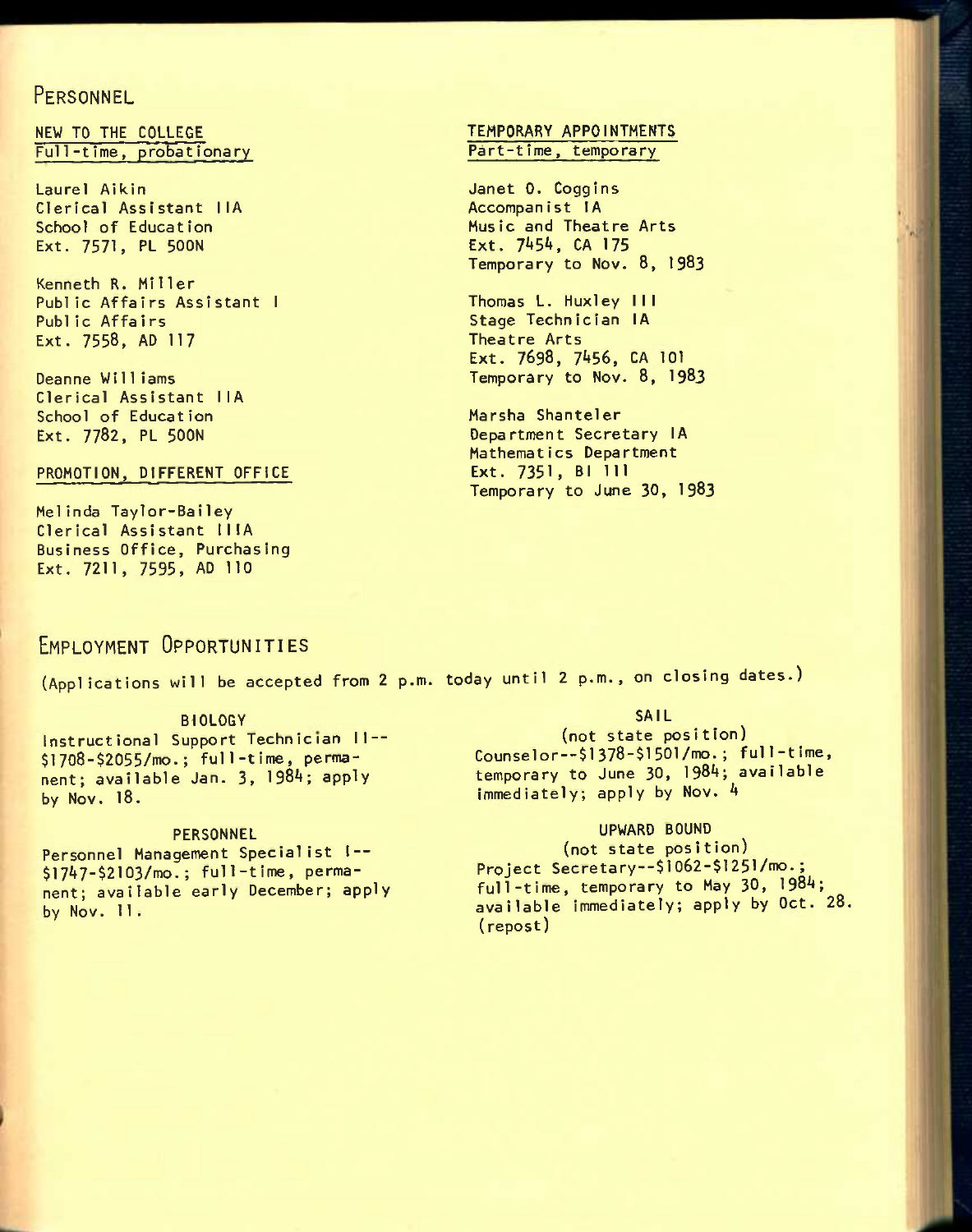## PERSONNEL

### NEW TO THE COLLEGE
Full-time, probationary

Laurel Aikin
Clerical Assistant IIA
School of Education
Ext. 7571, PL 500N

Kenneth R. Miller
Public Affairs Assistant I
Public Affairs
Ext. 7558, AD 117

Deanne Williams
Clerical Assistant IIA
School of Education
Ext. 7782, PL 500N

### PROMOTION, DIFFERENT OFFICE

Melinda Taylor-Bailey
Clerical Assistant IIIA
Business Office, Purchasing
Ext. 7211, 7595, AD 110

### TEMPORARY APPOINTMENTS
Part-time, temporary

Janet O. Coggins
Accompanist IA
Music and Theatre Arts
Ext. 7454, CA 175
Temporary to Nov. 8, 1983

Thomas L. Huxley III
Stage Technician IA
Theatre Arts
Ext. 7698, 7456, CA 101
Temporary to Nov. 8, 1983

Marsha Shanteler
Department Secretary IA
Mathematics Department
Ext. 7351, BI 111
Temporary to June 30, 1983

## EMPLOYMENT OPPORTUNITIES

(Applications will be accepted from 2 p.m. today until 2 p.m., on closing dates.)

BIOLOGY
Instructional Support Technician II--$1708-$2055/mo.; full-time, permanent; available Jan. 3, 1984; apply by Nov. 18.

PERSONNEL
Personnel Management Specialist I--$1747-$2103/mo.; full-time, permanent; available early December; apply by Nov. 11.

SAIL
(not state position)
Counselor--$1378-$1501/mo.; full-time, temporary to June 30, 1984; available immediately; apply by Nov. 4

UPWARD BOUND
(not state position)
Project Secretary--$1062-$1251/mo.; full-time, temporary to May 30, 1984; available immediately; apply by Oct. 28. (repost)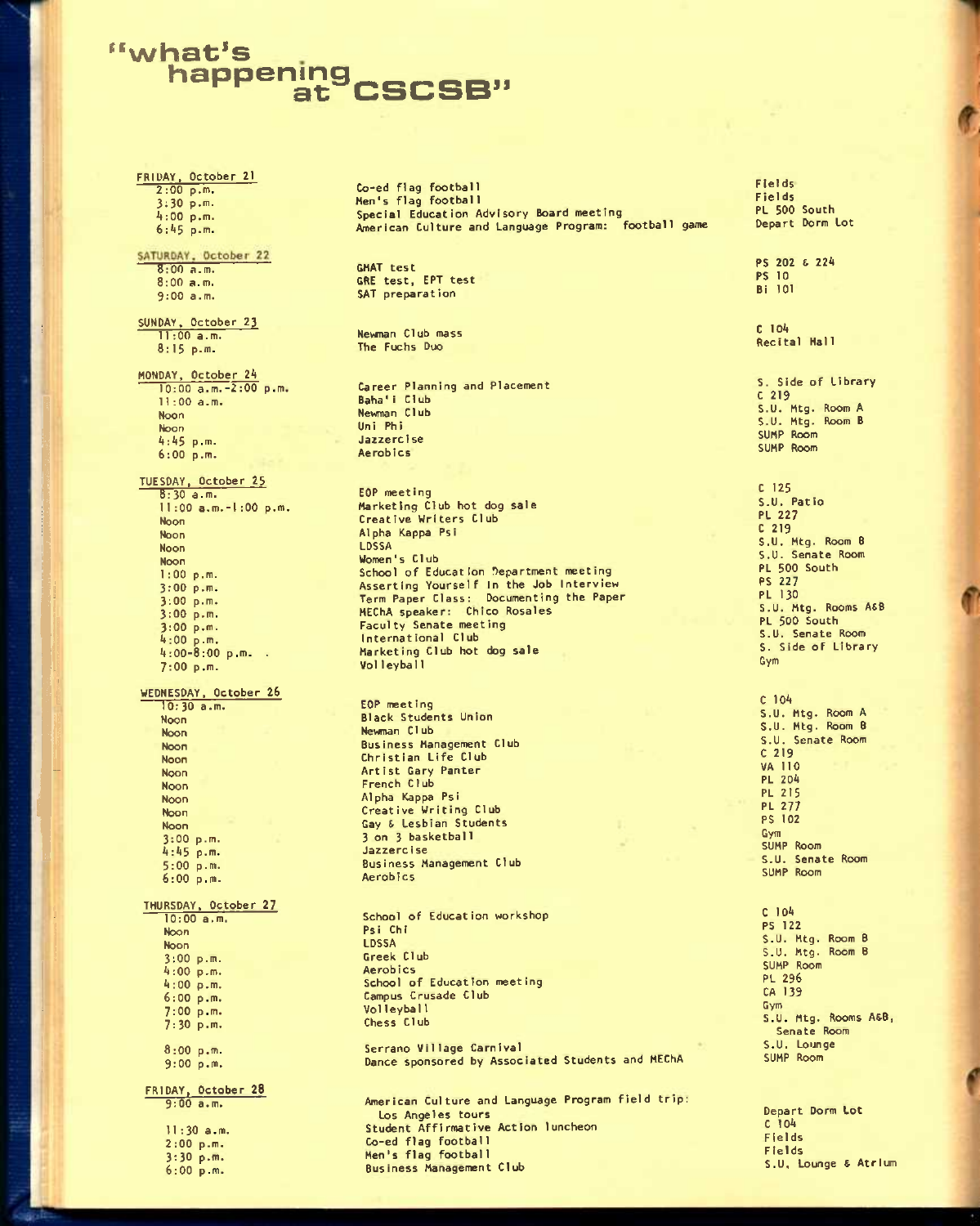# "what's happening at CSCSB"

**FRIDAY, October 21**

| | | |
|---|---|---|
| 2:00 p.m. | Co-ed flag football | Fields |
| 3:30 p.m. | Men's flag football | Fields |
| 4:00 p.m. | Special Education Advisory Board meeting | PL 500 South |
| 6:45 p.m. | American Culture and Language Program: football game | Depart Dorm Lot |

**SATURDAY, October 22**

| | | |
|---|---|---|
| 8:00 a.m. | GMAT test | PS 202 & 224 |
| 8:00 a.m. | GRE test, EPT test | PS 10 |
| 9:00 a.m. | SAT preparation | Bi 101 |

**SUNDAY, October 23**

| | | |
|---|---|---|
| 11:00 a.m. | Newman Club mass | C 104 |
| 8:15 p.m. | The Fuchs Duo | Recital Hall |

**MONDAY, October 24**

| | | |
|---|---|---|
| 10:00 a.m.-2:00 p.m. | Career Planning and Placement | S. Side of Library |
| 11:00 a.m. | Baha'i Club | C 219 |
| Noon | Newman Club | S.U. Mtg. Room A |
| Noon | Uni Phi | S.U. Mtg. Room B |
| 4:45 p.m. | Jazzercise | SUMP Room |
| 6:00 p.m. | Aerobics | SUMP Room |

**TUESDAY, October 25**

| | | |
|---|---|---|
| 8:30 a.m. | EOP meeting | C 125 |
| 11:00 a.m.-1:00 p.m. | Marketing Club hot dog sale | S.U. Patio |
| Noon | Creative Writers Club | PL 227 |
| Noon | Alpha Kappa Psi | C 219 |
| Noon | LDSSA | S.U. Mtg. Room B |
| Noon | Women's Club | S.U. Senate Room |
| 1:00 p.m. | School of Education Department meeting | PL 500 South |
| 3:00 p.m. | Asserting Yourself in the Job Interview | PS 227 |
| 3:00 p.m. | Term Paper Class: Documenting the Paper | PL 130 |
| 3:00 p.m. | MEChA speaker: Chico Rosales | S.U. Mtg. Rooms A&B |
| 3:00 p.m. | Faculty Senate meeting | PL 500 South |
| 4:00 p.m. | International Club | S.U. Senate Room |
| 4:00-8:00 p.m. | Marketing Club hot dog sale | S. Side of Library |
| 7:00 p.m. | Volleyball | Gym |

**WEDNESDAY, October 26**

| | | |
|---|---|---|
| 10:30 a.m. | EOP meeting | C 104 |
| Noon | Black Students Union | S.U. Mtg. Room A |
| Noon | Newman Club | S.U. Mtg. Room B |
| Noon | Business Management Club | S.U. Senate Room |
| Noon | Christian Life Club | C 219 |
| Noon | Artist Gary Panter | VA 110 |
| Noon | French Club | PL 204 |
| Noon | Alpha Kappa Psi | PL 215 |
| Noon | Creative Writing Club | PL 277 |
| Noon | Gay & Lesbian Students | PS 102 |
| 3:00 p.m. | 3 on 3 basketball | Gym |
| 4:45 p.m. | Jazzercise | SUMP Room |
| 5:00 p.m. | Business Management Club | S.U. Senate Room |
| 6:00 p.m. | Aerobics | SUMP Room |

**THURSDAY, October 27**

| | | |
|---|---|---|
| 10:00 a.m. | School of Education workshop | C 104 |
| Noon | Psi Chi | PS 122 |
| Noon | LDSSA | S.U. Mtg. Room B |
| 3:00 p.m. | Greek Club | S.U. Mtg. Room B |
| 4:00 p.m. | Aerobics | SUMP Room |
| 4:00 p.m. | School of Education meeting | PL 296 |
| 6:00 p.m. | Campus Crusade Club | CA 139 |
| 7:00 p.m. | Volleyball | Gym |
| 7:30 p.m. | Chess Club | S.U. Mtg. Rooms A&B, Senate Room |
| 8:00 p.m. | Serrano Village Carnival | S.U. Lounge |
| 9:00 p.m. | Dance sponsored by Associated Students and MEChA | SUMP Room |

**FRIDAY, October 28**

| | | |
|---|---|---|
| 9:00 a.m. | American Culture and Language Program field trip: Los Angeles tours | Depart Dorm Lot |
| 11:30 a.m. | Student Affirmative Action luncheon | C 104 |
| 2:00 p.m. | Co-ed flag football | Fields |
| 3:30 p.m. | Men's flag football | Fields |
| 6:00 p.m. | Business Management Club | S.U. Lounge & Atrium |